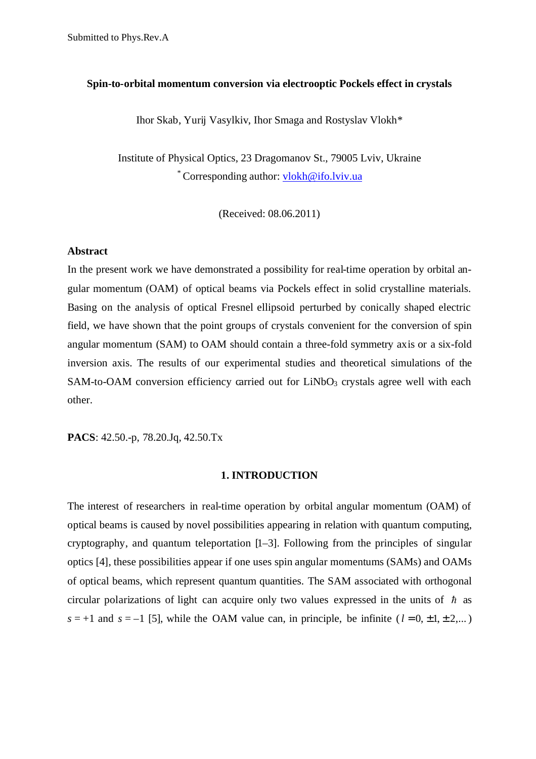Submitted to Phys.Rev.A

**Spin-to-orbital momentum conversion via electrooptic Pockels effect in crystals**

Ihor Skab, Yurij Vasylkiv, Ihor Smaga and Rostyslav Vlokh*

Institute of Physical Optics, 23 Dragomanov St., 79005 Lviv, Ukraine
[*] Corresponding author: vlokh@ifo.lviv.ua

(Received: 08.06.2011)

**Abstract**

In the present work we have demonstrated a possibility for real-time operation by orbital angular momentum (OAM) of optical beams via Pockels effect in solid crystalline materials. Basing on the analysis of optical Fresnel ellipsoid perturbed by conically shaped electric field, we have shown that the point groups of crystals convenient for the conversion of spin angular momentum (SAM) to OAM should contain a three-fold symmetry axis or a six-fold inversion axis. The results of our experimental studies and theoretical simulations of the SAM-to-OAM conversion efficiency carried out for $LiNbO_3$ crystals agree well with each other.

**PACS**: 42.50.-p, 78.20.Jq, 42.50.Tx

## 1. INTRODUCTION

The interest of researchers in real-time operation by orbital angular momentum (OAM) of optical beams is caused by novel possibilities appearing in relation with quantum computing, cryptography, and quantum teleportation [1–3]. Following from the principles of singular optics [4], these possibilities appear if one uses spin angular momentums (SAMs) and OAMs of optical beams, which represent quantum quantities. The SAM associated with orthogonal circular polarizations of light can acquire only two values expressed in the units of $\hbar$ as $s = +1$ and $s = -1$ [5], while the OAM value can, in principle, be infinite ($l = 0, \pm 1, \pm 2, ...$)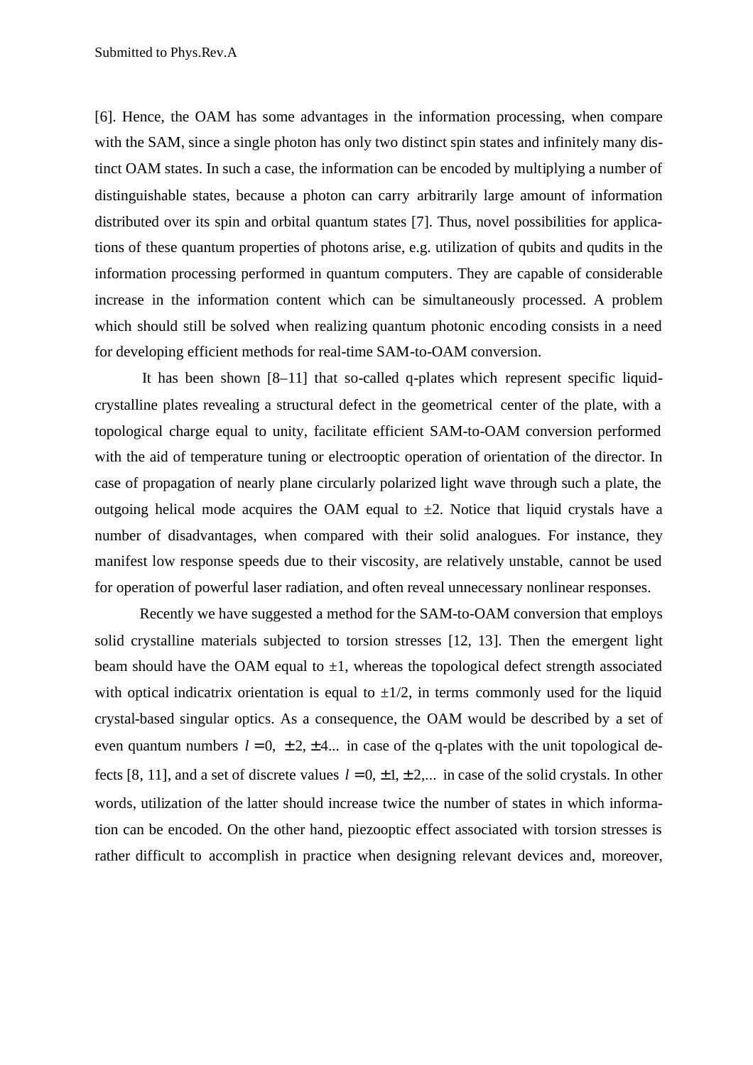[6]. Hence, the OAM has some advantages in the information processing, when compare with the SAM, since a single photon has only two distinct spin states and infinitely many distinct OAM states. In such a case, the information can be encoded by multiplying a number of distinguishable states, because a photon can carry arbitrarily large amount of information distributed over its spin and orbital quantum states [7]. Thus, novel possibilities for applications of these quantum properties of photons arise, e.g. utilization of qubits and qudits in the information processing performed in quantum computers. They are capable of considerable increase in the information content which can be simultaneously processed. A problem which should still be solved when realizing quantum photonic encoding consists in a need for developing efficient methods for real-time SAM-to-OAM conversion.

It has been shown [8–11] that so-called q-plates which represent specific liquid-crystalline plates revealing a structural defect in the geometrical center of the plate, with a topological charge equal to unity, facilitate efficient SAM-to-OAM conversion performed with the aid of temperature tuning or electrooptic operation of orientation of the director. In case of propagation of nearly plane circularly polarized light wave through such a plate, the outgoing helical mode acquires the OAM equal to $\pm 2$. Notice that liquid crystals have a number of disadvantages, when compared with their solid analogues. For instance, they manifest low response speeds due to their viscosity, are relatively unstable, cannot be used for operation of powerful laser radiation, and often reveal unnecessary nonlinear responses.

Recently we have suggested a method for the SAM-to-OAM conversion that employs solid crystalline materials subjected to torsion stresses [12, 13]. Then the emergent light beam should have the OAM equal to $\pm 1$, whereas the topological defect strength associated with optical indicatrix orientation is equal to $\pm 1/2$, in terms commonly used for the liquid crystal-based singular optics. As a consequence, the OAM would be described by a set of even quantum numbers $l = 0, \ \pm 2, \pm 4...$ in case of the q-plates with the unit topological defects [8, 11], and a set of discrete values $l = 0, \pm 1, \pm 2,...$ in case of the solid crystals. In other words, utilization of the latter should increase twice the number of states in which information can be encoded. On the other hand, piezooptic effect associated with torsion stresses is rather difficult to accomplish in practice when designing relevant devices and, moreover,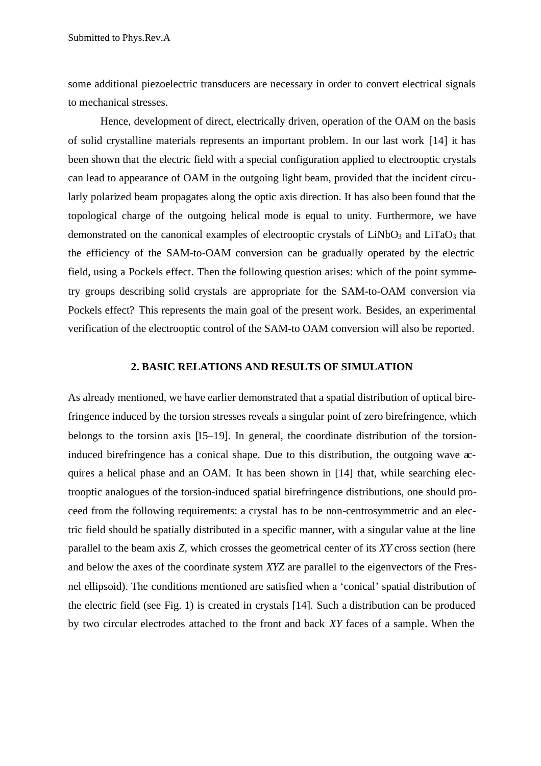some additional piezoelectric transducers are necessary in order to convert electrical signals to mechanical stresses.

Hence, development of direct, electrically driven, operation of the OAM on the basis of solid crystalline materials represents an important problem. In our last work [14] it has been shown that the electric field with a special configuration applied to electrooptic crystals can lead to appearance of OAM in the outgoing light beam, provided that the incident circularly polarized beam propagates along the optic axis direction. It has also been found that the topological charge of the outgoing helical mode is equal to unity. Furthermore, we have demonstrated on the canonical examples of electrooptic crystals of $LiNbO_3$ and $LiTaO_3$ that the efficiency of the SAM-to-OAM conversion can be gradually operated by the electric field, using a Pockels effect. Then the following question arises: which of the point symmetry groups describing solid crystals are appropriate for the SAM-to-OAM conversion via Pockels effect? This represents the main goal of the present work. Besides, an experimental verification of the electrooptic control of the SAM-to OAM conversion will also be reported.

## 2. BASIC RELATIONS AND RESULTS OF SIMULATION

As already mentioned, we have earlier demonstrated that a spatial distribution of optical birefringence induced by the torsion stresses reveals a singular point of zero birefringence, which belongs to the torsion axis [15–19]. In general, the coordinate distribution of the torsion-induced birefringence has a conical shape. Due to this distribution, the outgoing wave acquires a helical phase and an OAM. It has been shown in [14] that, while searching electrooptic analogues of the torsion-induced spatial birefringence distributions, one should proceed from the following requirements: a crystal has to be non-centrosymmetric and an electric field should be spatially distributed in a specific manner, with a singular value at the line parallel to the beam axis *Z*, which crosses the geometrical center of its *XY* cross section (here and below the axes of the coordinate system *XYZ* are parallel to the eigenvectors of the Fresnel ellipsoid). The conditions mentioned are satisfied when a 'conical' spatial distribution of the electric field (see Fig. 1) is created in crystals [14]. Such a distribution can be produced by two circular electrodes attached to the front and back *XY* faces of a sample. When the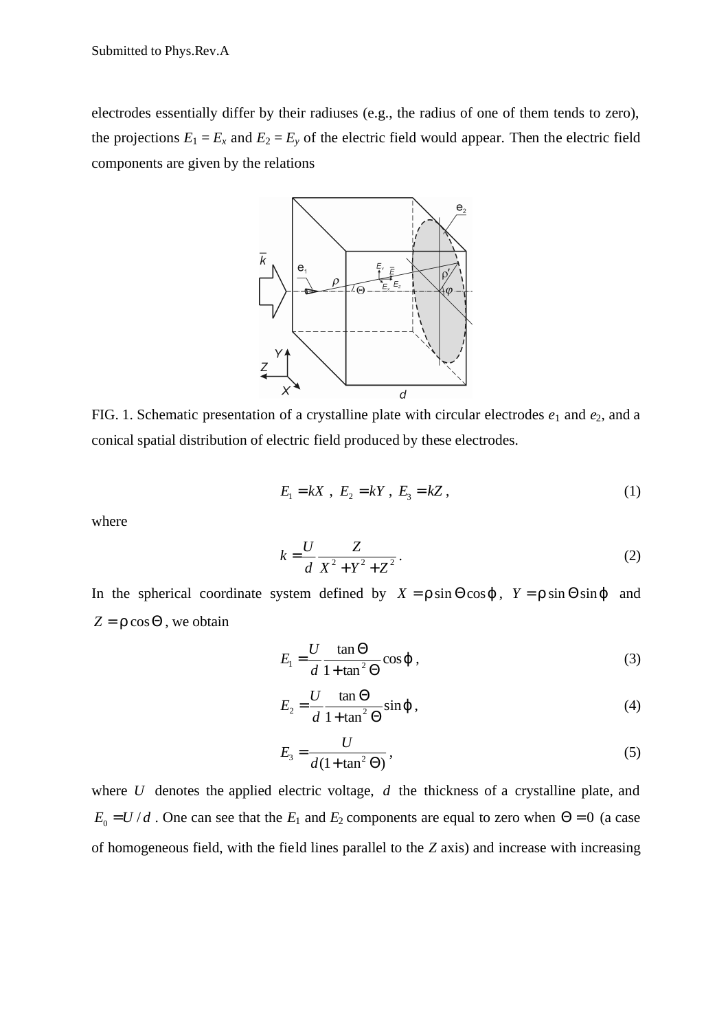electrodes essentially differ by their radiuses (e.g., the radius of one of them tends to zero), the projections $E_1 = E_x$ and $E_2 = E_y$ of the electric field would appear. Then the electric field components are given by the relations

FIG. 1. Schematic presentation of a crystalline plate with circular electrodes $e_1$ and $e_2$, and a conical spatial distribution of electric field produced by these electrodes.

$$E_1 = kX\ ,\ E_2 = kY\ ,\ E_3 = kZ\ , \tag{1}$$

where

$$k = \frac{U}{d}\frac{Z}{X^2 + Y^2 + Z^2}\ . \tag{2}$$

In the spherical coordinate system defined by $X = \rho\sin\Theta\cos\varphi$, $Y = \rho\sin\Theta\sin\varphi$ and $Z = \rho\cos\Theta$, we obtain

$$E_1 = \frac{U}{d}\frac{\tan\Theta}{1+\tan^2\Theta}\cos\varphi\ , \tag{3}$$

$$E_2 = \frac{U}{d}\frac{\tan\Theta}{1+\tan^2\Theta}\sin\varphi\ , \tag{4}$$

$$E_3 = \frac{U}{d(1+\tan^2\Theta)}\ , \tag{5}$$

where $U$ denotes the applied electric voltage, $d$ the thickness of a crystalline plate, and $E_0 = U/d$. One can see that the $E_1$ and $E_2$ components are equal to zero when $\Theta = 0$ (a case of homogeneous field, with the field lines parallel to the $Z$ axis) and increase with increasing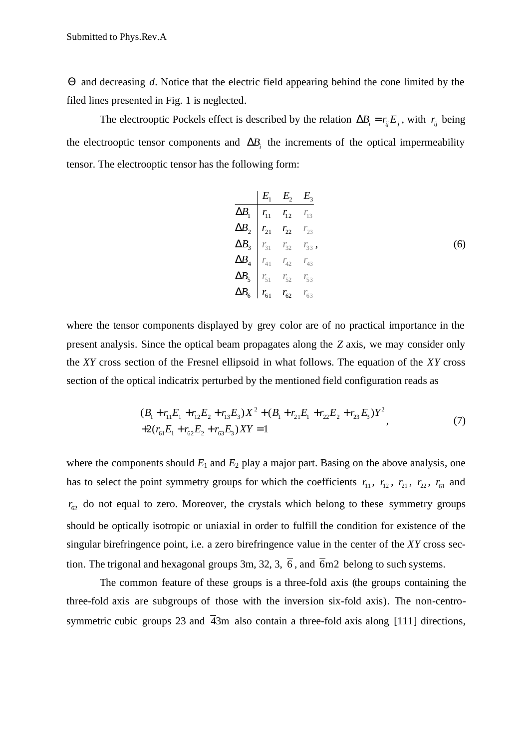$\Theta$ and decreasing $d$. Notice that the electric field appearing behind the cone limited by the filed lines presented in Fig. 1 is neglected.

The electrooptic Pockels effect is described by the relation $\Delta B_i = r_{ij} E_j$, with $r_{ij}$ being the electrooptic tensor components and $\Delta B_i$ the increments of the optical impermeability tensor. The electrooptic tensor has the following form:

$$
\begin{array}{c|ccc}
 & E_1 & E_2 & E_3 \\
\hline
\Delta B_1 & r_{11} & r_{12} & r_{13} \\
\Delta B_2 & r_{21} & r_{22} & r_{23} \\
\Delta B_3 & r_{31} & r_{32} & r_{33} \\
\Delta B_4 & r_{41} & r_{42} & r_{43} \\
\Delta B_5 & r_{51} & r_{52} & r_{53} \\
\Delta B_6 & r_{61} & r_{62} & r_{63}
\end{array}
, \tag{6}
$$

where the tensor components displayed by grey color are of no practical importance in the present analysis. Since the optical beam propagates along the $Z$ axis, we may consider only the $XY$ cross section of the Fresnel ellipsoid in what follows. The equation of the $XY$ cross section of the optical indicatrix perturbed by the mentioned field configuration reads as

$$
\begin{aligned}
&(B_1 + r_{11}E_1 + r_{12}E_2 + r_{13}E_3)X^2 + (B_1 + r_{21}E_1 + r_{22}E_2 + r_{23}E_3)Y^2 \\
&+ 2(r_{61}E_1 + r_{62}E_2 + r_{63}E_3)XY = 1
\end{aligned}
, \tag{7}
$$

where the components should $E_1$ and $E_2$ play a major part. Basing on the above analysis, one has to select the point symmetry groups for which the coefficients $r_{11}$, $r_{12}$, $r_{21}$, $r_{22}$, $r_{61}$ and $r_{62}$ do not equal to zero. Moreover, the crystals which belong to these symmetry groups should be optically isotropic or uniaxial in order to fulfill the condition for existence of the singular birefringence point, i.e. a zero birefringence value in the center of the $XY$ cross section. The trigonal and hexagonal groups 3m, 32, 3, $\bar{6}$, and $\bar{6}$m2 belong to such systems.

The common feature of these groups is a three-fold axis (the groups containing the three-fold axis are subgroups of those with the inversion six-fold axis). The non-centrosymmetric cubic groups 23 and $\bar{4}$3m also contain a three-fold axis along [111] directions,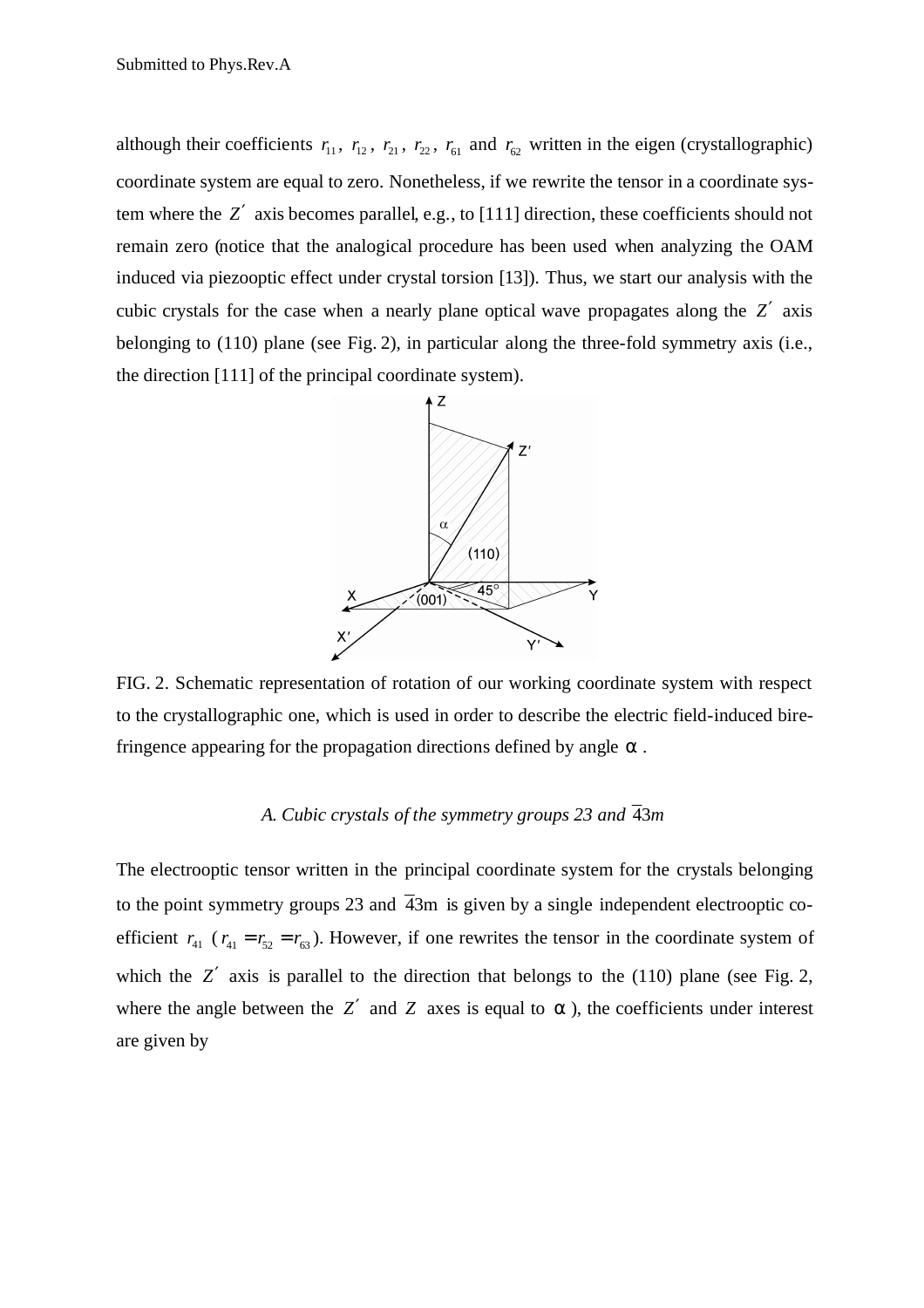although their coefficients $r_{11}$, $r_{12}$, $r_{21}$, $r_{22}$, $r_{61}$ and $r_{62}$ written in the eigen (crystallographic) coordinate system are equal to zero. Nonetheless, if we rewrite the tensor in a coordinate system where the $Z'$ axis becomes parallel, e.g., to [111] direction, these coefficients should not remain zero (notice that the analogical procedure has been used when analyzing the OAM induced via piezooptic effect under crystal torsion [13]). Thus, we start our analysis with the cubic crystals for the case when a nearly plane optical wave propagates along the $Z'$ axis belonging to (110) plane (see Fig. 2), in particular along the three-fold symmetry axis (i.e., the direction [111] of the principal coordinate system).

FIG. 2. Schematic representation of rotation of our working coordinate system with respect to the crystallographic one, which is used in order to describe the electric field-induced birefringence appearing for the propagation directions defined by angle $\alpha$ .

### A. Cubic crystals of the symmetry groups 23 and $\bar{4}3m$

The electrooptic tensor written in the principal coordinate system for the crystals belonging to the point symmetry groups 23 and $\bar{4}3\mathrm{m}$ is given by a single independent electrooptic coefficient $r_{41}$ ($r_{41} = r_{52} = r_{63}$). However, if one rewrites the tensor in the coordinate system of which the $Z'$ axis is parallel to the direction that belongs to the (110) plane (see Fig. 2, where the angle between the $Z'$ and $Z$ axes is equal to $\alpha$), the coefficients under interest are given by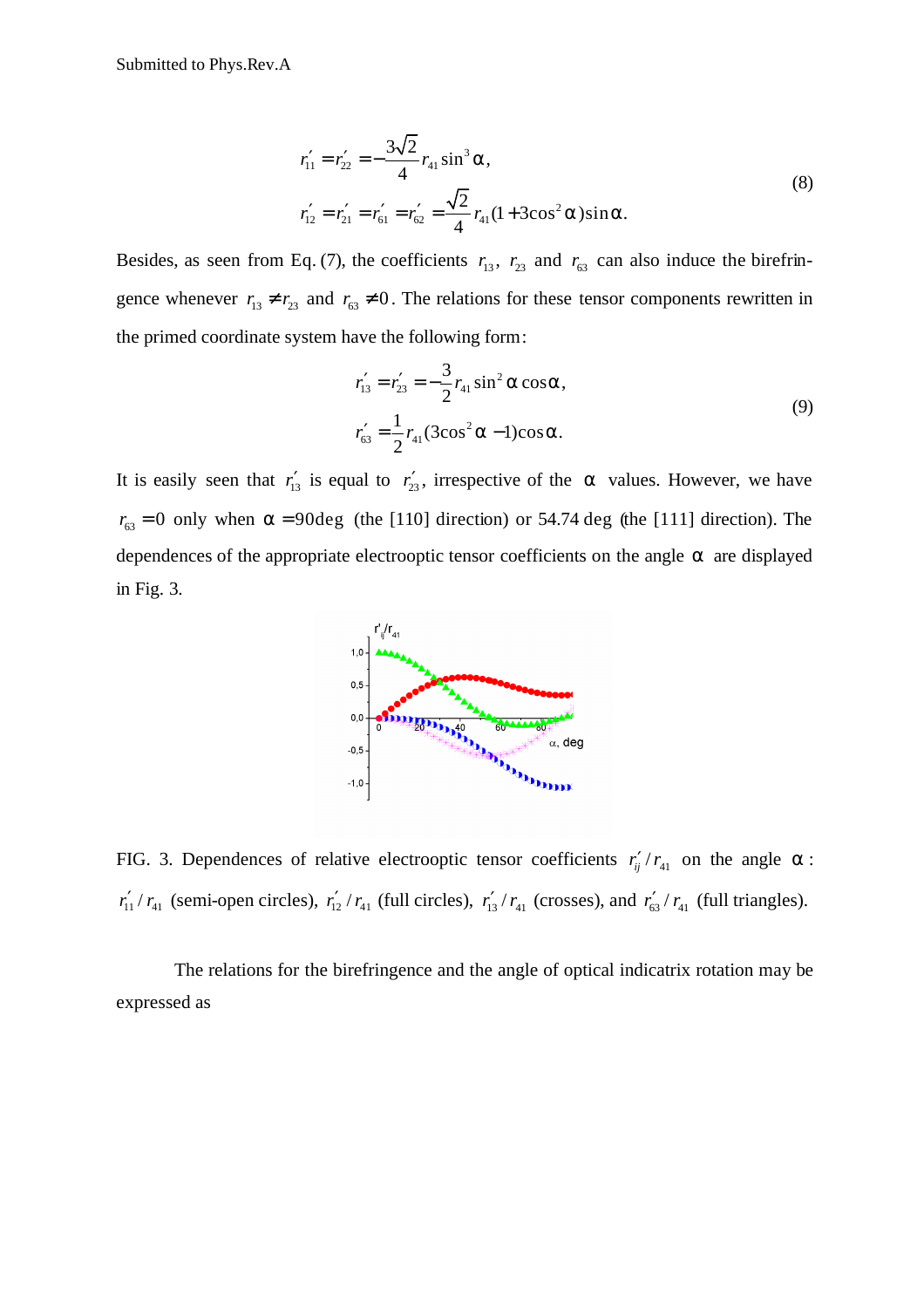$$r'_{11} = r'_{22} = -\frac{3\sqrt{2}}{4} r_{41} \sin^3 \alpha,$$
$$r'_{12} = r'_{21} = r'_{61} = r'_{62} = \frac{\sqrt{2}}{4} r_{41} (1 + 3\cos^2 \alpha) \sin \alpha. \quad (8)$$

Besides, as seen from Eq. (7), the coefficients $r_{13}$, $r_{23}$ and $r_{63}$ can also induce the birefringence whenever $r_{13} \neq r_{23}$ and $r_{63} \neq 0$. The relations for these tensor components rewritten in the primed coordinate system have the following form:

$$r'_{13} = r'_{23} = -\frac{3}{2} r_{41} \sin^2 \alpha \cos \alpha,$$
$$r'_{63} = \frac{1}{2} r_{41} (3\cos^2 \alpha - 1) \cos \alpha. \quad (9)$$

It is easily seen that $r'_{13}$ is equal to $r'_{23}$, irrespective of the $\alpha$ values. However, we have $r_{63} = 0$ only when $\alpha = 90 \deg$ (the [110] direction) or 54.74 deg (the [111] direction). The dependences of the appropriate electrooptic tensor coefficients on the angle $\alpha$ are displayed in Fig. 3.

FIG. 3. Dependences of relative electrooptic tensor coefficients $r'_{ij} / r_{41}$ on the angle $\alpha$: $r'_{11} / r_{41}$ (semi-open circles), $r'_{12} / r_{41}$ (full circles), $r'_{13} / r_{41}$ (crosses), and $r'_{63} / r_{41}$ (full triangles).

The relations for the birefringence and the angle of optical indicatrix rotation may be expressed as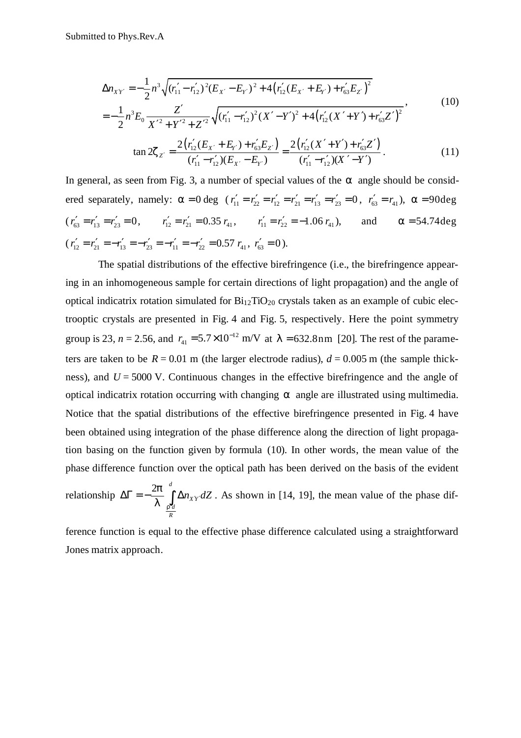$$
\begin{aligned}
\Delta n_{X'Y'} &= -\frac{1}{2} n^3 \sqrt{(r'_{11} - r'_{12})^2 (E_{X'} - E_{Y'})^2 + 4\left(r'_{12}(E_{X'} + E_{Y'}) + r'_{63} E_{Z'}\right)^2} \\
&= -\frac{1}{2} n^3 E_0 \frac{Z'}{X'^2 + Y'^2 + Z'^2} \sqrt{(r'_{11} - r'_{12})^2 (X' - Y')^2 + 4\left(r'_{12}(X' + Y') + r'_{63} Z'\right)^2}
\end{aligned}, \tag{10}
$$

$$
\tan 2\zeta_{Z'} = \frac{2\left(r'_{12}(E_{X'} + E_{Y'}) + r'_{63} E_{Z'}\right)}{(r'_{11} - r'_{12})(E_{X'} - E_{Y'})} = \frac{2\left(r'_{12}(X' + Y') + r'_{63} Z'\right)}{(r'_{11} - r'_{12})(X' - Y')}. \tag{11}
$$

In general, as seen from Fig. 3, a number of special values of the $\alpha$ angle should be considered separately, namely: $\alpha = 0$ deg ($r'_{11} = r'_{22} = r'_{12} = r'_{21} = r'_{13} = r'_{23} = 0$, $r'_{63} = r_{41}$), $\alpha = 90$ deg ($r'_{63} = r'_{13} = r'_{23} = 0$, $r'_{12} = r'_{21} = 0.35\, r_{41}$, $r'_{11} = r'_{22} = -1.06\, r_{41}$), and $\alpha = 54.74$ deg ($r'_{12} = r'_{21} = -r'_{13} = -r'_{23} = -r'_{11} = -r'_{22} = 0.57\, r_{41}$, $r'_{63} = 0$).

The spatial distributions of the effective birefringence (i.e., the birefringence appearing in an inhomogeneous sample for certain directions of light propagation) and the angle of optical indicatrix rotation simulated for $Bi_{12}TiO_{20}$ crystals taken as an example of cubic electrooptic crystals are presented in Fig. 4 and Fig. 5, respectively. Here the point symmetry group is 23, $n = 2.56$, and $r_{41} = 5.7 \times 10^{-12}$ m/V at $\lambda = 632.8$ nm [20]. The rest of the parameters are taken to be $R = 0.01$ m (the larger electrode radius), $d = 0.005$ m (the sample thickness), and $U = 5000$ V. Continuous changes in the effective birefringence and the angle of optical indicatrix rotation occurring with changing $\alpha$ angle are illustrated using multimedia. Notice that the spatial distributions of the effective birefringence presented in Fig. 4 have been obtained using integration of the phase difference along the direction of light propagation basing on the function given by formula (10). In other words, the mean value of the phase difference function over the optical path has been derived on the basis of the evident relationship $\Delta\Gamma = -\frac{2\pi}{\lambda} \int_{\frac{\rho d}{R}}^{d} \Delta n_{X'Y'} dZ$. As shown in [14, 19], the mean value of the phase difference function is equal to the effective phase difference calculated using a straightforward Jones matrix approach.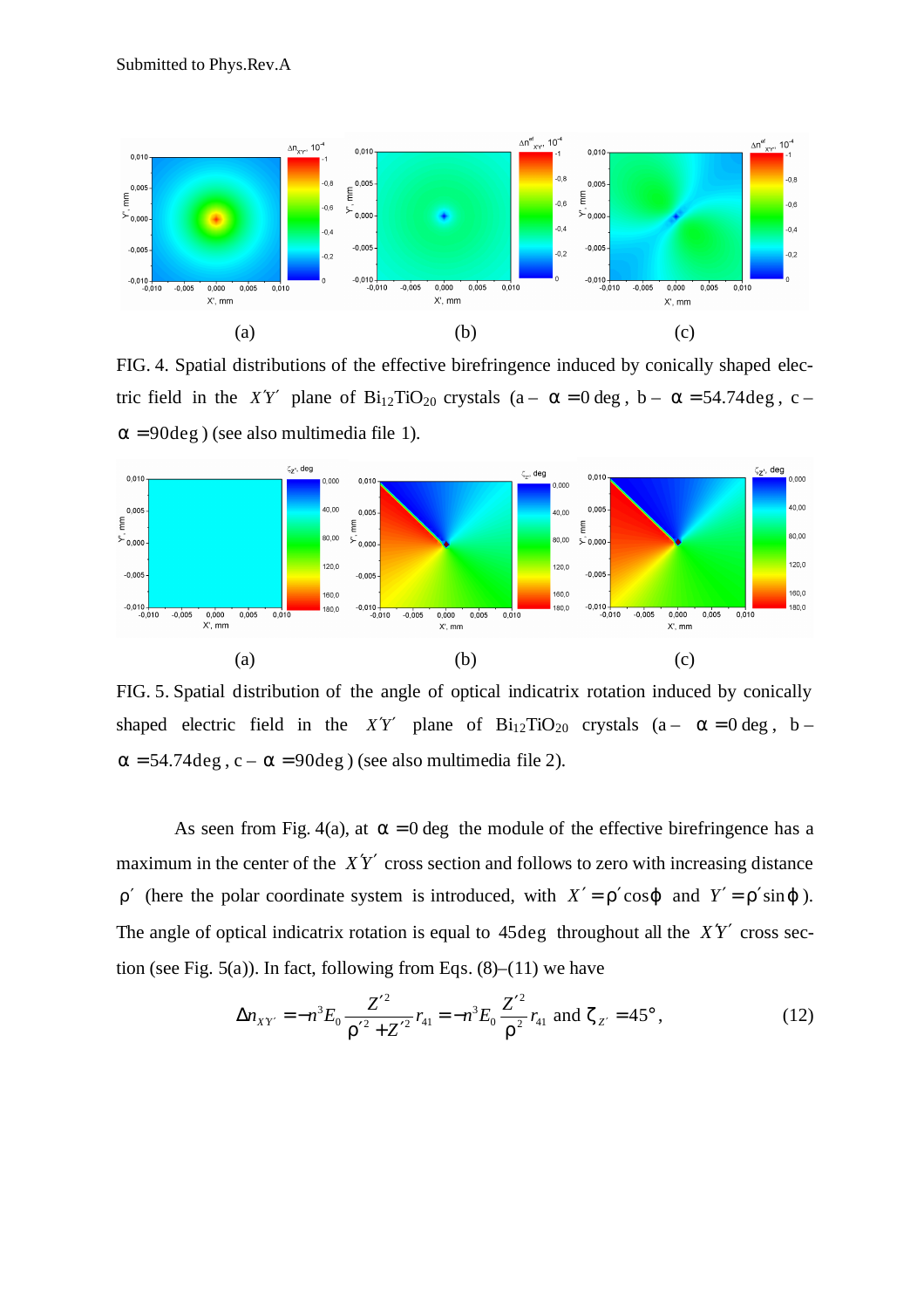(a) (b) (c)

FIG. 4. Spatial distributions of the effective birefringence induced by conically shaped electric field in the $X'Y'$ plane of $Bi_{12}TiO_{20}$ crystals (a – $\alpha = 0$ deg, b – $\alpha = 54.74$deg, c – $\alpha = 90$deg) (see also multimedia file 1).

(a) (b) (c)

FIG. 5. Spatial distribution of the angle of optical indicatrix rotation induced by conically shaped electric field in the $X'Y'$ plane of $Bi_{12}TiO_{20}$ crystals (a – $\alpha = 0$ deg, b – $\alpha = 54.74$deg, c – $\alpha = 90$deg) (see also multimedia file 2).

As seen from Fig. 4(a), at $\alpha = 0$ deg the module of the effective birefringence has a maximum in the center of the $X'Y'$ cross section and follows to zero with increasing distance $\rho'$ (here the polar coordinate system is introduced, with $X' = \rho'\cos\varphi$ and $Y' = \rho'\sin\varphi$). The angle of optical indicatrix rotation is equal to 45deg throughout all the $X'Y'$ cross section (see Fig. 5(a)). In fact, following from Eqs. (8)–(11) we have

$$\Delta n_{X'Y'} = -n^3 E_0 \frac{Z'^2}{\rho'^2 + Z'^2} r_{41} = -n^3 E_0 \frac{Z'^2}{\rho^2} r_{41} \text{ and } \zeta_{Z'} = 45^\circ, \tag{12}$$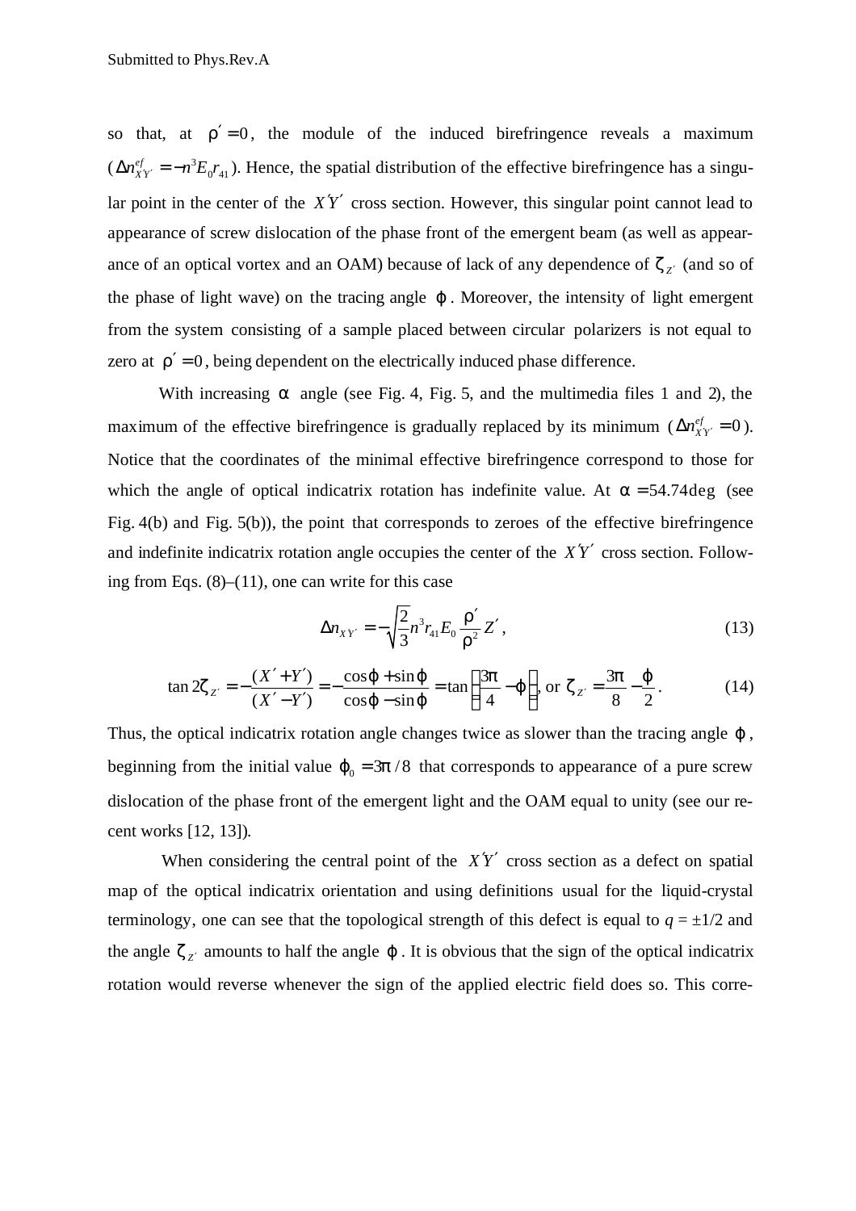so that, at $\rho' = 0$, the module of the induced birefringence reveals a maximum ($\Delta n^{ef}_{X'Y'} = -n^3 E_0 r_{41}$). Hence, the spatial distribution of the effective birefringence has a singular point in the center of the $X'Y'$ cross section. However, this singular point cannot lead to appearance of screw dislocation of the phase front of the emergent beam (as well as appearance of an optical vortex and an OAM) because of lack of any dependence of $\zeta_{Z'}$ (and so of the phase of light wave) on the tracing angle $\varphi$. Moreover, the intensity of light emergent from the system consisting of a sample placed between circular polarizers is not equal to zero at $\rho' = 0$, being dependent on the electrically induced phase difference.

With increasing $\alpha$ angle (see Fig. 4, Fig. 5, and the multimedia files 1 and 2), the maximum of the effective birefringence is gradually replaced by its minimum ($\Delta n^{ef}_{X'Y'} = 0$). Notice that the coordinates of the minimal effective birefringence correspond to those for which the angle of optical indicatrix rotation has indefinite value. At $\alpha = 54.74\deg$ (see Fig. 4(b) and Fig. 5(b)), the point that corresponds to zeroes of the effective birefringence and indefinite indicatrix rotation angle occupies the center of the $X'Y'$ cross section. Following from Eqs. (8)–(11), one can write for this case

$$\Delta n_{X'Y'} = -\sqrt{\frac{2}{3}} n^3 r_{41} E_0 \frac{\rho'}{\rho^2} Z', \tag{13}$$

$$\tan 2\zeta_{Z'} = -\frac{(X' + Y')}{(X' - Y')} = -\frac{\cos\varphi + \sin\varphi}{\cos\varphi - \sin\varphi} = \tan\left(\frac{3\pi}{4} - \varphi\right), \text{ or } \zeta_{Z'} = \frac{3\pi}{8} - \frac{\varphi}{2}. \tag{14}$$

Thus, the optical indicatrix rotation angle changes twice as slower than the tracing angle $\varphi$, beginning from the initial value $\varphi_0 = 3\pi/8$ that corresponds to appearance of a pure screw dislocation of the phase front of the emergent light and the OAM equal to unity (see our recent works [12, 13]).

When considering the central point of the $X'Y'$ cross section as a defect on spatial map of the optical indicatrix orientation and using definitions usual for the liquid-crystal terminology, one can see that the topological strength of this defect is equal to $q = \pm 1/2$ and the angle $\zeta_{Z'}$ amounts to half the angle $\varphi$. It is obvious that the sign of the optical indicatrix rotation would reverse whenever the sign of the applied electric field does so. This corre-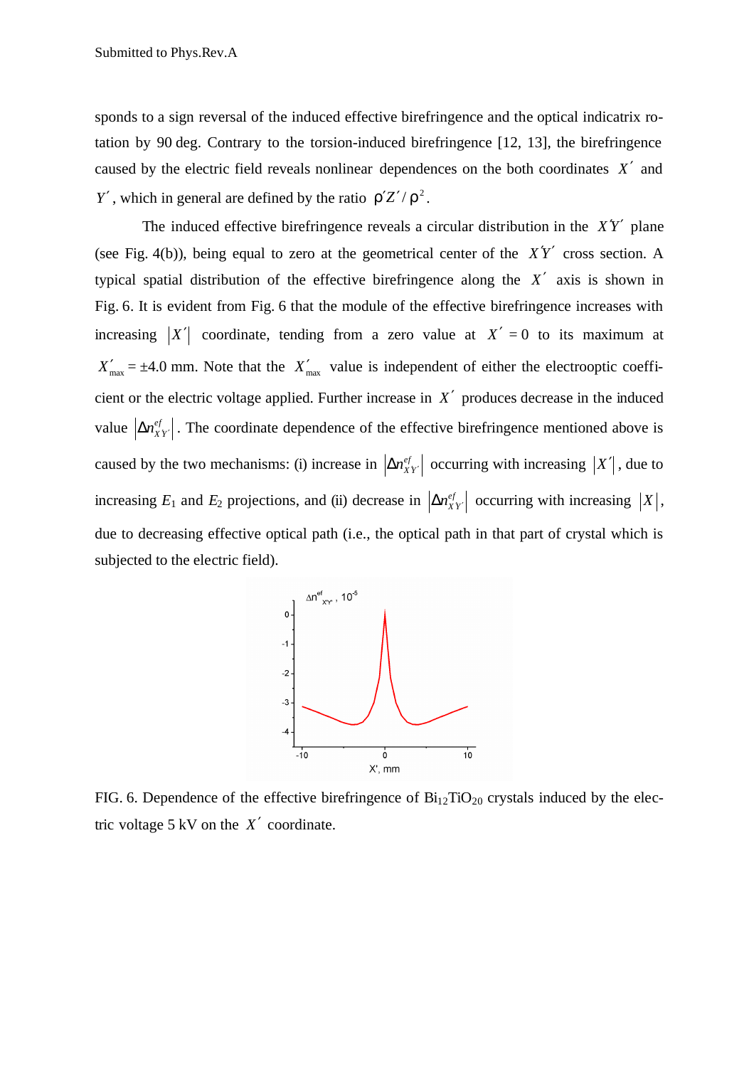sponds to a sign reversal of the induced effective birefringence and the optical indicatrix rotation by 90 deg. Contrary to the torsion-induced birefringence [12, 13], the birefringence caused by the electric field reveals nonlinear dependences on the both coordinates $X'$ and $Y'$, which in general are defined by the ratio $\rho' Z' / \rho^2$.

The induced effective birefringence reveals a circular distribution in the $X'Y'$ plane (see Fig. 4(b)), being equal to zero at the geometrical center of the $X'Y'$ cross section. A typical spatial distribution of the effective birefringence along the $X'$ axis is shown in Fig. 6. It is evident from Fig. 6 that the module of the effective birefringence increases with increasing $|X'|$ coordinate, tending from a zero value at $X' = 0$ to its maximum at $X'_{max} = \pm 4.0$ mm. Note that the $X'_{max}$ value is independent of either the electrooptic coefficient or the electric voltage applied. Further increase in $X'$ produces decrease in the induced value $|\Delta n^{ef}_{X'Y'}|$. The coordinate dependence of the effective birefringence mentioned above is caused by the two mechanisms: (i) increase in $|\Delta n^{ef}_{X'Y'}|$ occurring with increasing $|X'|$, due to increasing $E_1$ and $E_2$ projections, and (ii) decrease in $|\Delta n^{ef}_{X'Y'}|$ occurring with increasing $|X|$, due to decreasing effective optical path (i.e., the optical path in that part of crystal which is subjected to the electric field).

FIG. 6. Dependence of the effective birefringence of $Bi_{12}TiO_{20}$ crystals induced by the electric voltage 5 kV on the $X'$ coordinate.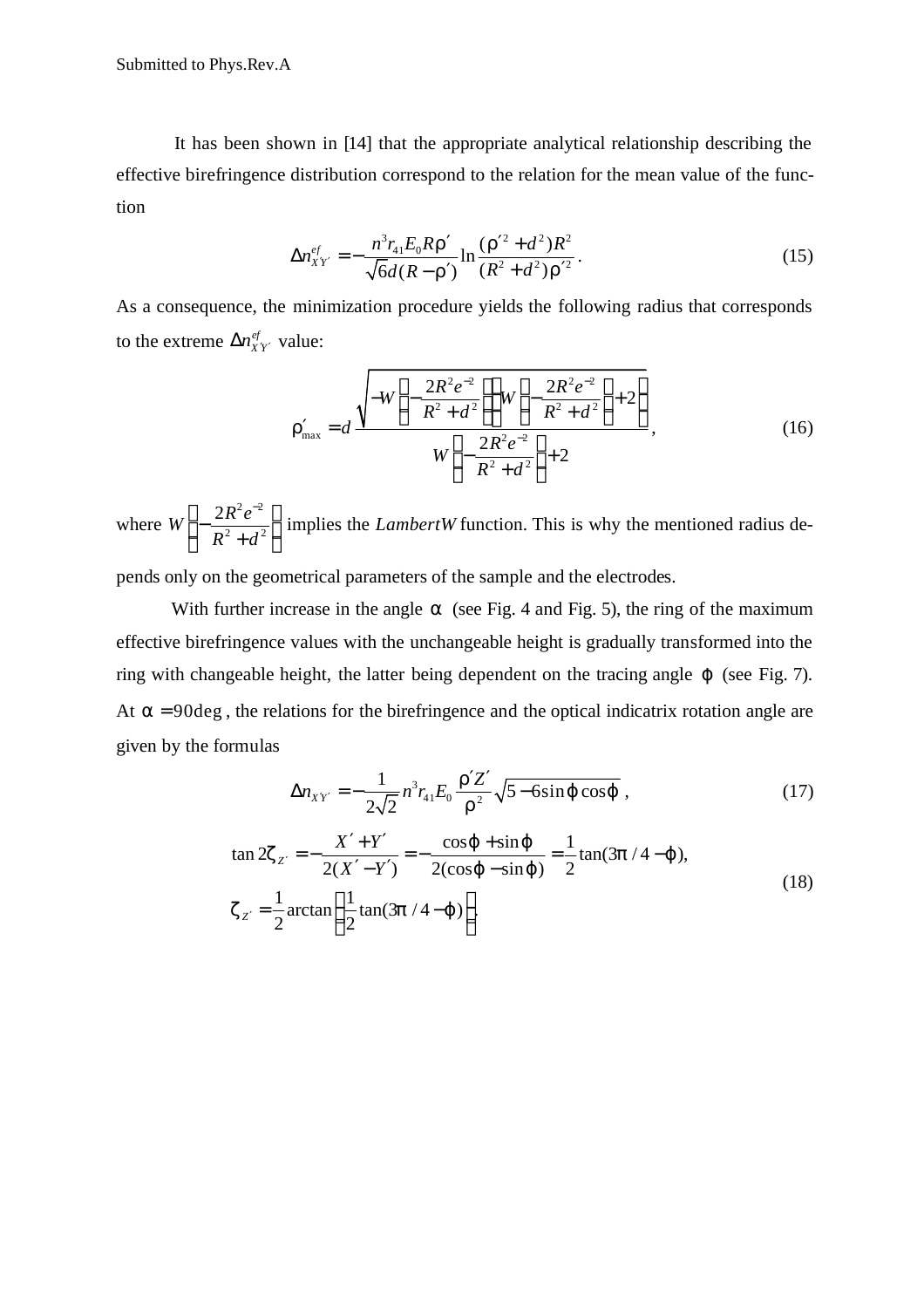It has been shown in [14] that the appropriate analytical relationship describing the effective birefringence distribution correspond to the relation for the mean value of the function

$$\Delta n_{X'Y'}^{ef} = -\frac{n^3 r_{41} E_0 R \rho'}{\sqrt{6} d (R-\rho')} \ln \frac{(\rho'^2 + d^2) R^2}{(R^2 + d^2)\rho'^2} . \tag{15}$$

As a consequence, the minimization procedure yields the following radius that corresponds to the extreme $\Delta n_{X'Y'}^{ef}$ value:

$$\rho'_{\max} = d \frac{\sqrt{-W\left(-\frac{2R^2 e^{-2}}{R^2+d^2}\right)\left(W\left(-\frac{2R^2 e^{-2}}{R^2+d^2}\right)+2\right)}}{W\left(-\frac{2R^2 e^{-2}}{R^2+d^2}\right)+2}, \tag{16}$$

where $W\left(-\frac{2R^2 e^{-2}}{R^2+d^2}\right)$ implies the *LambertW* function. This is why the mentioned radius depends only on the geometrical parameters of the sample and the electrodes.

With further increase in the angle $\alpha$ (see Fig. 4 and Fig. 5), the ring of the maximum effective birefringence values with the unchangeable height is gradually transformed into the ring with changeable height, the latter being dependent on the tracing angle $\varphi$ (see Fig. 7). At $\alpha = 90\deg$, the relations for the birefringence and the optical indicatrix rotation angle are given by the formulas

$$\Delta n_{X'Y'} = -\frac{1}{2\sqrt{2}} n^3 r_{41} E_0 \frac{\rho' Z'}{\rho^2} \sqrt{5 - 6\sin\varphi\cos\varphi} , \tag{17}$$

$$\begin{aligned} \tan 2\zeta_{Z'} &= -\frac{X'+Y'}{2(X'-Y')} = -\frac{\cos\varphi + \sin\varphi}{2(\cos\varphi - \sin\varphi)} = \frac{1}{2}\tan(3\pi/4 - \varphi), \\ \zeta_{Z'} &= \frac{1}{2}\arctan\left(\frac{1}{2}\tan(3\pi/4-\varphi)\right). \end{aligned} \tag{18}$$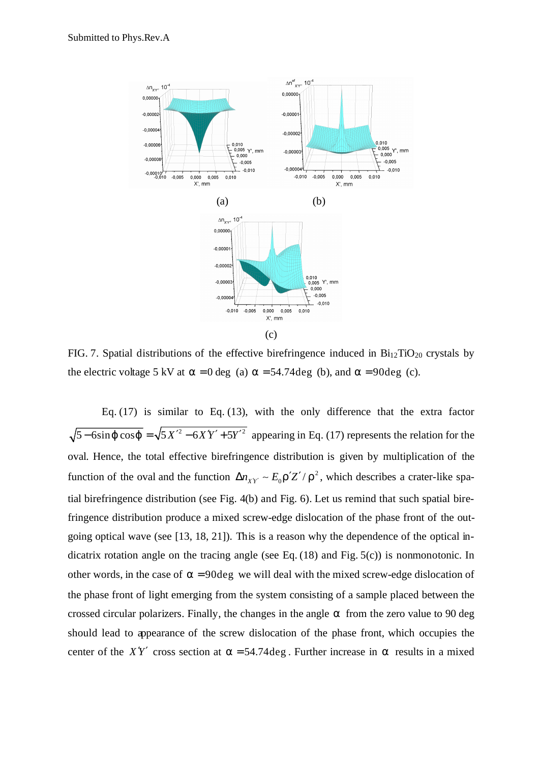FIG. 7. Spatial distributions of the effective birefringence induced in $Bi_{12}TiO_{20}$ crystals by the electric voltage 5 kV at $\alpha = 0$ deg (a) $\alpha = 54.74\deg$ (b), and $\alpha = 90\deg$ (c).

Eq. (17) is similar to Eq. (13), with the only difference that the extra factor $\sqrt{5 - 6\sin\varphi\cos\varphi} = \sqrt{5X'^2 - 6X'Y' + 5Y'^2}$ appearing in Eq. (17) represents the relation for the oval. Hence, the total effective birefringence distribution is given by multiplication of the function of the oval and the function $\Delta n_{X'Y'} \sim E_0 \rho' Z' / \rho^2$, which describes a crater-like spatial birefringence distribution (see Fig. 4(b) and Fig. 6). Let us remind that such spatial birefringence distribution produce a mixed screw-edge dislocation of the phase front of the outgoing optical wave (see [13, 18, 21]). This is a reason why the dependence of the optical indicatrix rotation angle on the tracing angle (see Eq. (18) and Fig. 5(c)) is nonmonotonic. In other words, in the case of $\alpha = 90\deg$ we will deal with the mixed screw-edge dislocation of the phase front of light emerging from the system consisting of a sample placed between the crossed circular polarizers. Finally, the changes in the angle $\alpha$ from the zero value to 90 deg should lead to appearance of the screw dislocation of the phase front, which occupies the center of the $X'Y'$ cross section at $\alpha = 54.74\deg$. Further increase in $\alpha$ results in a mixed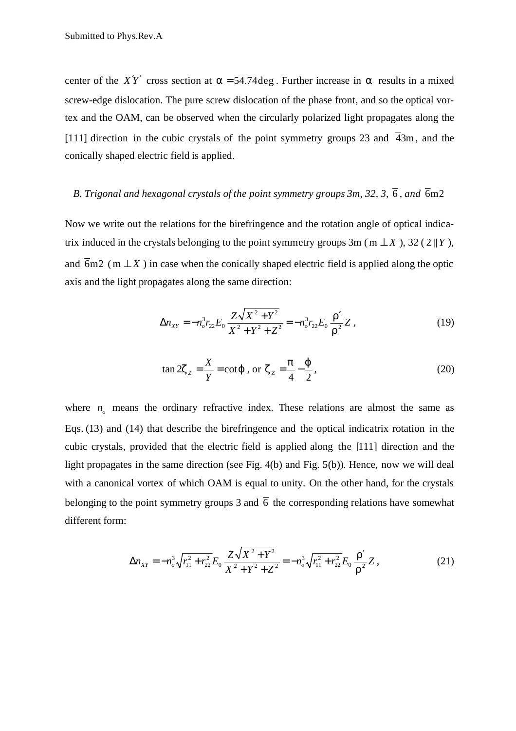center of the $X'Y'$ cross section at $\alpha = 54.74\deg$. Further increase in $\alpha$ results in a mixed screw-edge dislocation. The pure screw dislocation of the phase front, and so the optical vortex and the OAM, can be observed when the circularly polarized light propagates along the [111] direction in the cubic crystals of the point symmetry groups 23 and $\bar{4}3\text{m}$, and the conically shaped electric field is applied.

### *B. Trigonal and hexagonal crystals of the point symmetry groups 3m, 32, 3, $\bar{6}$, and $\bar{6}\text{m}2$*

Now we write out the relations for the birefringence and the rotation angle of optical indicatrix induced in the crystals belonging to the point symmetry groups 3m ($\text{m} \perp X$), 32 ($2 \| Y$), and $\bar{6}\text{m}2$ ($\text{m} \perp X$) in case when the conically shaped electric field is applied along the optic axis and the light propagates along the same direction:

$$\Delta n_{XY} = -n_o^3 r_{22} E_0 \frac{Z\sqrt{X^2 + Y^2}}{X^2 + Y^2 + Z^2} = -n_o^3 r_{22} E_0 \frac{\rho'}{\rho^2} Z\,, \tag{19}$$

$$\tan 2\zeta_Z = \frac{X}{Y} = \cot\varphi\,, \text{ or } \zeta_Z = \frac{\pi}{4} - \frac{\varphi}{2}\,, \tag{20}$$

where $n_o$ means the ordinary refractive index. These relations are almost the same as Eqs. (13) and (14) that describe the birefringence and the optical indicatrix rotation in the cubic crystals, provided that the electric field is applied along the [111] direction and the light propagates in the same direction (see Fig. 4(b) and Fig. 5(b)). Hence, now we will deal with a canonical vortex of which OAM is equal to unity. On the other hand, for the crystals belonging to the point symmetry groups 3 and $\bar{6}$ the corresponding relations have somewhat different form:

$$\Delta n_{XY} = -n_o^3 \sqrt{r_{11}^2 + r_{22}^2} E_0 \frac{Z\sqrt{X^2 + Y^2}}{X^2 + Y^2 + Z^2} = -n_o^3 \sqrt{r_{11}^2 + r_{22}^2} E_0 \frac{\rho'}{\rho^2} Z\,, \tag{21}$$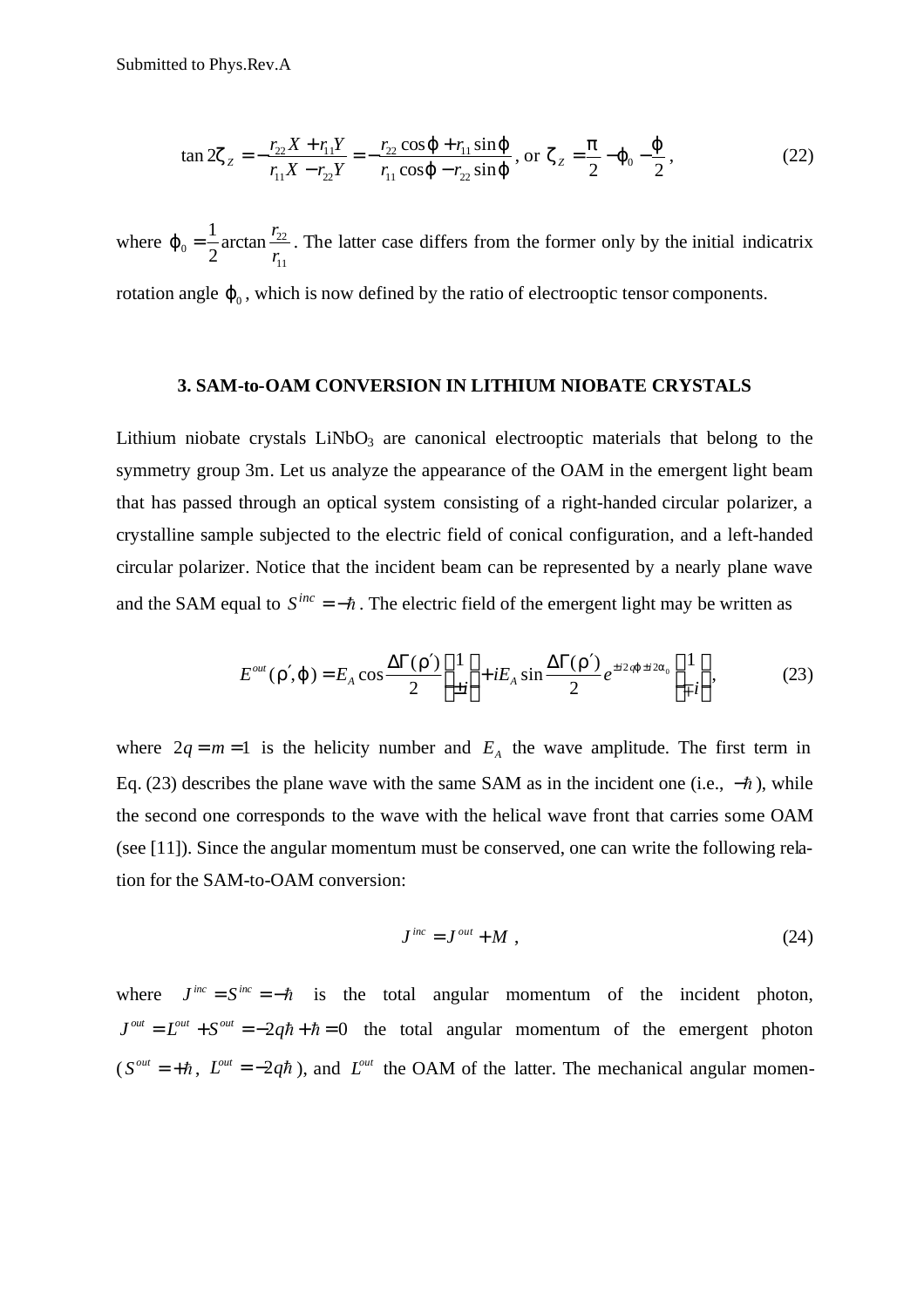$$\tan 2\zeta_Z = -\frac{r_{22} X + r_{11} Y}{r_{11} X - r_{22} Y} = -\frac{r_{22}\cos\varphi + r_{11}\sin\varphi}{r_{11}\cos\varphi - r_{22}\sin\varphi}, \text{ or } \zeta_Z = \frac{\pi}{2} - \varphi_0 - \frac{\varphi}{2}, \tag{22}$$

where $\varphi_0 = \frac{1}{2}\arctan\frac{r_{22}}{r_{11}}$. The latter case differs from the former only by the initial indicatrix rotation angle $\varphi_0$, which is now defined by the ratio of electrooptic tensor components.

## 3. SAM-to-OAM CONVERSION IN LITHIUM NIOBATE CRYSTALS

Lithium niobate crystals $LiNbO_3$ are canonical electrooptic materials that belong to the symmetry group 3m. Let us analyze the appearance of the OAM in the emergent light beam that has passed through an optical system consisting of a right-handed circular polarizer, a crystalline sample subjected to the electric field of conical configuration, and a left-handed circular polarizer. Notice that the incident beam can be represented by a nearly plane wave and the SAM equal to $S^{inc} = -\hbar$. The electric field of the emergent light may be written as

$$E^{out}(\rho', \varphi) = E_A \cos\frac{\Delta\Gamma(\rho')}{2}\begin{pmatrix}1\\ \pm i\end{pmatrix} + iE_A \sin\frac{\Delta\Gamma(\rho')}{2} e^{\pm i2q\varphi \pm i2\alpha_0}\begin{pmatrix}1\\ \mp i\end{pmatrix}, \tag{23}$$

where $2q = m = 1$ is the helicity number and $E_A$ the wave amplitude. The first term in Eq. (23) describes the plane wave with the same SAM as in the incident one (i.e., $-\hbar$), while the second one corresponds to the wave with the helical wave front that carries some OAM (see [11]). Since the angular momentum must be conserved, one can write the following relation for the SAM-to-OAM conversion:

$$J^{inc} = J^{out} + M, \tag{24}$$

where $J^{inc} = S^{inc} = -\hbar$ is the total angular momentum of the incident photon, $J^{out} = L^{out} + S^{out} = -2q\hbar + \hbar = 0$ the total angular momentum of the emergent photon ($S^{out} = +\hbar$, $L^{out} = -2q\hbar$), and $L^{out}$ the OAM of the latter. The mechanical angular momen-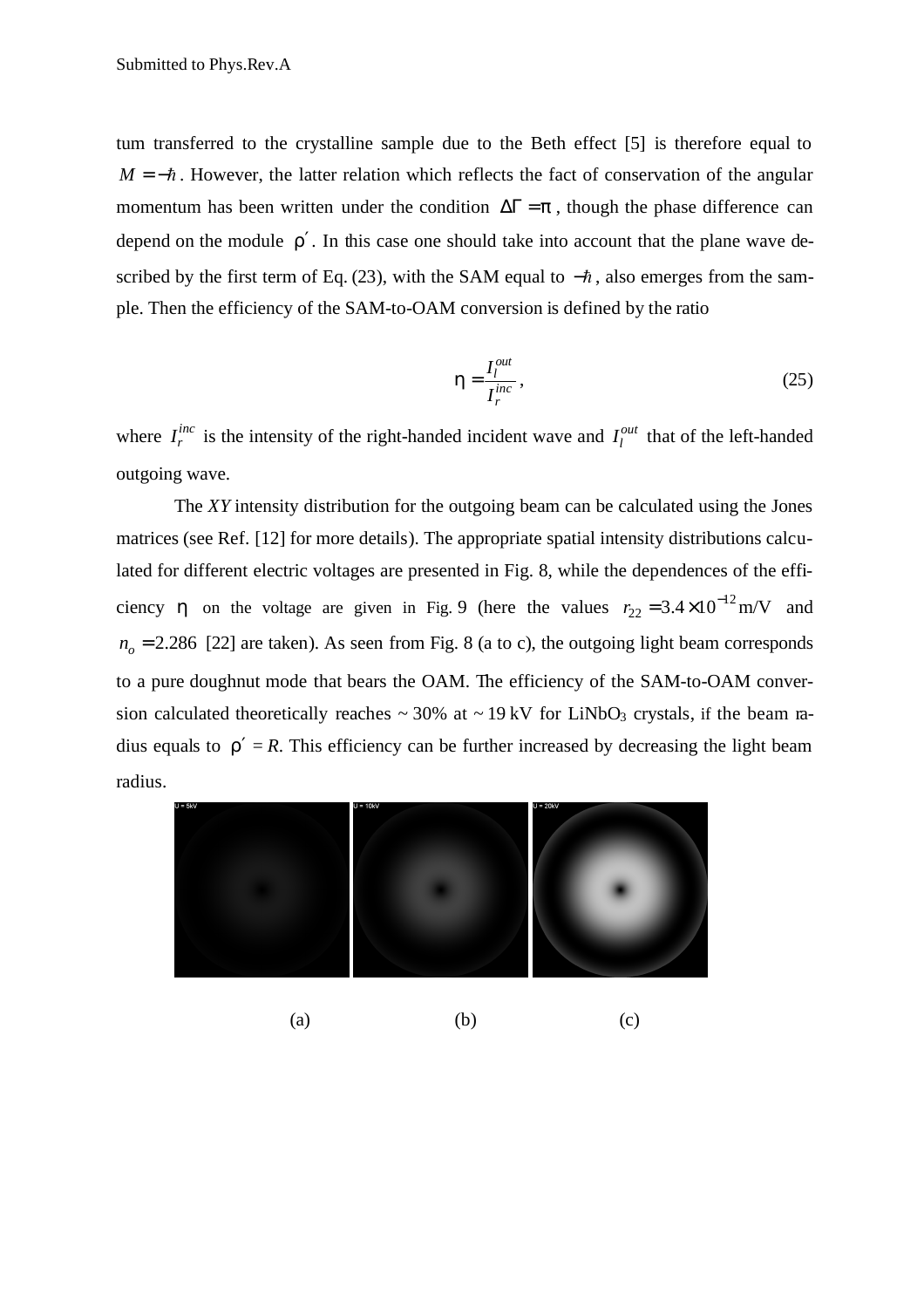tum transferred to the crystalline sample due to the Beth effect [5] is therefore equal to $M = -\hbar$. However, the latter relation which reflects the fact of conservation of the angular momentum has been written under the condition $\Delta\Gamma = \pi$, though the phase difference can depend on the module $\rho'$. In this case one should take into account that the plane wave described by the first term of Eq. (23), with the SAM equal to $-\hbar$, also emerges from the sample. Then the efficiency of the SAM-to-OAM conversion is defined by the ratio

$$\eta = \frac{I_l^{out}}{I_r^{inc}}, \tag{25}$$

where $I_r^{inc}$ is the intensity of the right-handed incident wave and $I_l^{out}$ that of the left-handed outgoing wave.

The *XY* intensity distribution for the outgoing beam can be calculated using the Jones matrices (see Ref. [12] for more details). The appropriate spatial intensity distributions calculated for different electric voltages are presented in Fig. 8, while the dependences of the efficiency $\eta$ on the voltage are given in Fig. 9 (here the values $r_{22} = 3.4\times10^{-12}$ m/V and $n_o = 2.286$ [22] are taken). As seen from Fig. 8 (a to c), the outgoing light beam corresponds to a pure doughnut mode that bears the OAM. The efficiency of the SAM-to-OAM conversion calculated theoretically reaches ~ 30% at ~ 19 kV for $LiNbO_3$ crystals, if the beam radius equals to $\rho' = R$. This efficiency can be further increased by decreasing the light beam radius.

(a) (b) (c)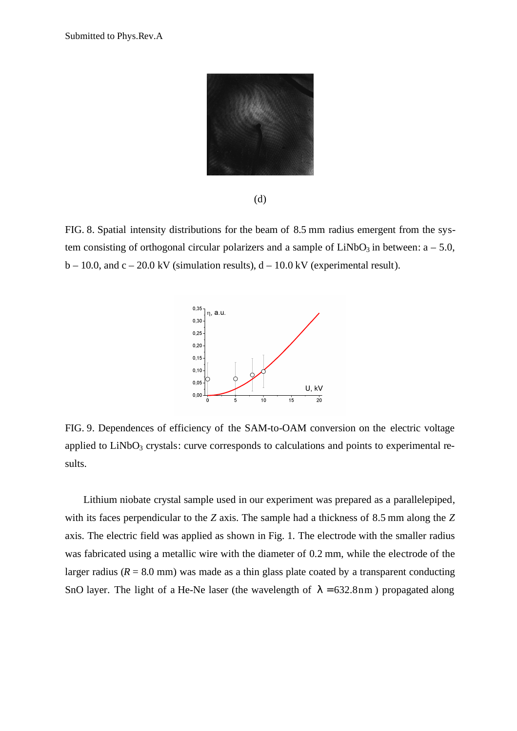(d)

FIG. 8. Spatial intensity distributions for the beam of 8.5 mm radius emergent from the system consisting of orthogonal circular polarizers and a sample of $LiNbO_3$ in between: a – 5.0, b – 10.0, and c – 20.0 kV (simulation results), d – 10.0 kV (experimental result).

FIG. 9. Dependences of efficiency of the SAM-to-OAM conversion on the electric voltage applied to $LiNbO_3$ crystals: curve corresponds to calculations and points to experimental results.

Lithium niobate crystal sample used in our experiment was prepared as a parallelepiped, with its faces perpendicular to the *Z* axis. The sample had a thickness of 8.5 mm along the *Z* axis. The electric field was applied as shown in Fig. 1. The electrode with the smaller radius was fabricated using a metallic wire with the diameter of 0.2 mm, while the electrode of the larger radius ($R$ = 8.0 mm) was made as a thin glass plate coated by a transparent conducting SnO layer. The light of a He-Ne laser (the wavelength of $\lambda = 632.8\,\mathrm{nm}$) propagated along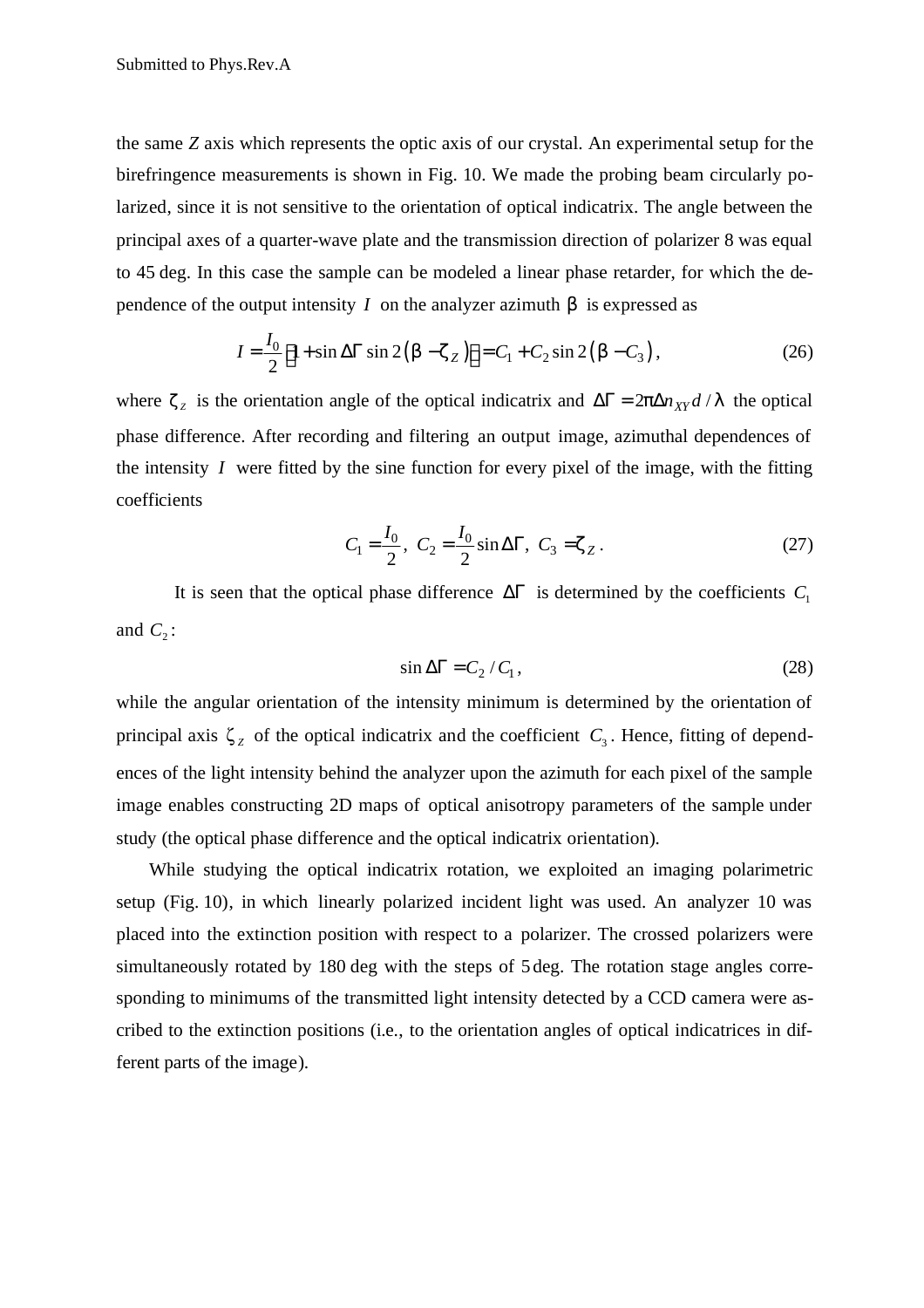the same $Z$ axis which represents the optic axis of our crystal. An experimental setup for the birefringence measurements is shown in Fig. 10. We made the probing beam circularly polarized, since it is not sensitive to the orientation of optical indicatrix. The angle between the principal axes of a quarter-wave plate and the transmission direction of polarizer 8 was equal to 45 deg. In this case the sample can be modeled a linear phase retarder, for which the dependence of the output intensity $I$ on the analyzer azimuth $\beta$ is expressed as

$$I = \frac{I_0}{2}\left[1 + \sin\Delta\Gamma \sin 2\left(\beta - \zeta_Z\right)\right] = C_1 + C_2 \sin 2\left(\beta - C_3\right), \tag{26}$$

where $\zeta_z$ is the orientation angle of the optical indicatrix and $\Delta\Gamma = 2\pi\Delta n_{XY} d / \lambda$ the optical phase difference. After recording and filtering an output image, azimuthal dependences of the intensity $I$ were fitted by the sine function for every pixel of the image, with the fitting coefficients

$$C_1 = \frac{I_0}{2},\ C_2 = \frac{I_0}{2}\sin\Delta\Gamma,\ C_3 = \zeta_Z\,. \tag{27}$$

It is seen that the optical phase difference $\Delta\Gamma$ is determined by the coefficients $C_1$ and $C_2$:

$$\sin\Delta\Gamma = C_2 / C_1, \tag{28}$$

while the angular orientation of the intensity minimum is determined by the orientation of principal axis $\zeta_Z$ of the optical indicatrix and the coefficient $C_3$. Hence, fitting of dependences of the light intensity behind the analyzer upon the azimuth for each pixel of the sample image enables constructing 2D maps of optical anisotropy parameters of the sample under study (the optical phase difference and the optical indicatrix orientation).

While studying the optical indicatrix rotation, we exploited an imaging polarimetric setup (Fig. 10), in which linearly polarized incident light was used. An analyzer 10 was placed into the extinction position with respect to a polarizer. The crossed polarizers were simultaneously rotated by 180 deg with the steps of 5 deg. The rotation stage angles corresponding to minimums of the transmitted light intensity detected by a CCD camera were ascribed to the extinction positions (i.e., to the orientation angles of optical indicatrices in different parts of the image).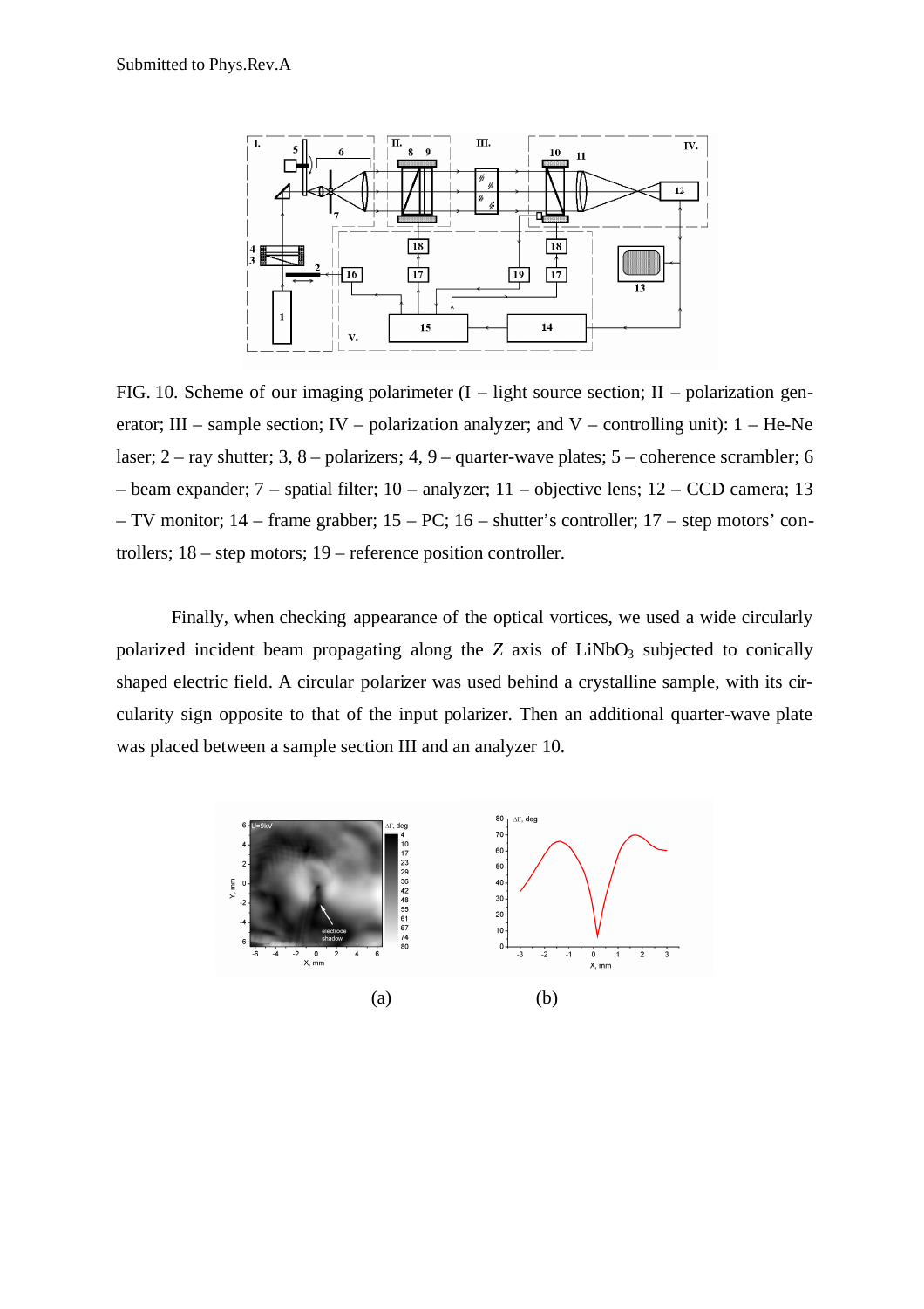FIG. 10. Scheme of our imaging polarimeter (I – light source section; II – polarization generator; III – sample section; IV – polarization analyzer; and V – controlling unit): 1 – He-Ne laser; 2 – ray shutter; 3, 8 – polarizers; 4, 9 – quarter-wave plates; 5 – coherence scrambler; 6 – beam expander; 7 – spatial filter; 10 – analyzer; 11 – objective lens; 12 – CCD camera; 13 – TV monitor; 14 – frame grabber; 15 – PC; 16 – shutter's controller; 17 – step motors' controllers; 18 – step motors; 19 – reference position controller.

Finally, when checking appearance of the optical vortices, we used a wide circularly polarized incident beam propagating along the $Z$ axis of $LiNbO_3$ subjected to conically shaped electric field. A circular polarizer was used behind a crystalline sample, with its circularity sign opposite to that of the input polarizer. Then an additional quarter-wave plate was placed between a sample section III and an analyzer 10.

(a) (b)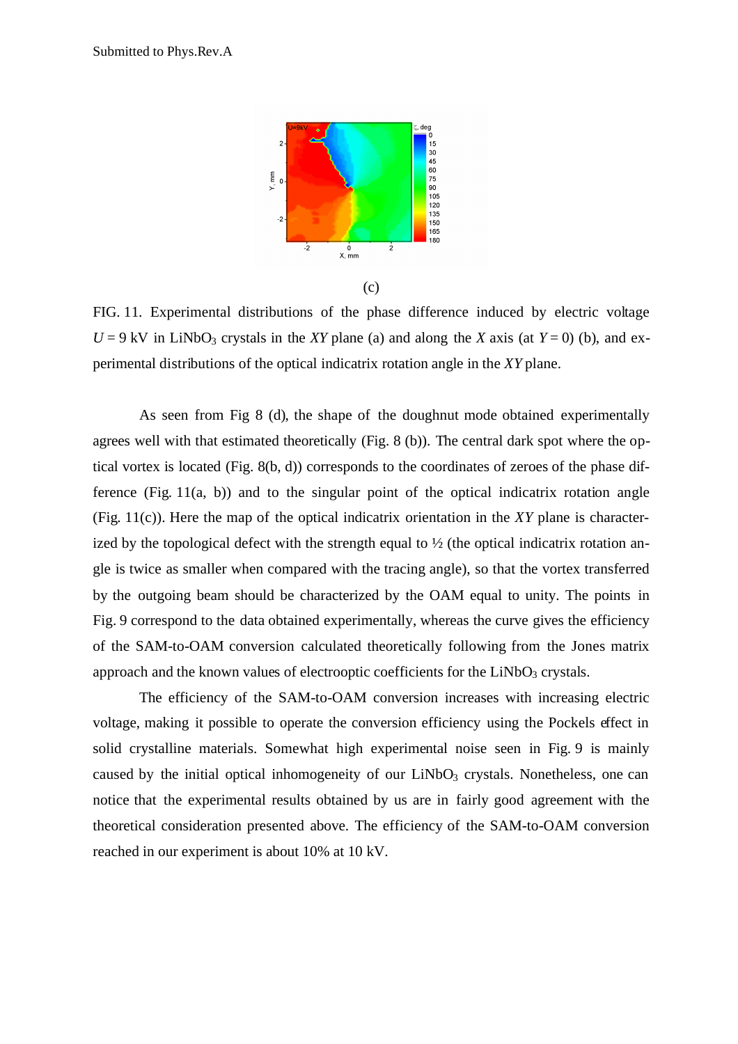(c)

FIG. 11. Experimental distributions of the phase difference induced by electric voltage $U = 9$ kV in $LiNbO_3$ crystals in the $XY$ plane (a) and along the $X$ axis (at $Y = 0$) (b), and experimental distributions of the optical indicatrix rotation angle in the $XY$ plane.

As seen from Fig 8 (d), the shape of the doughnut mode obtained experimentally agrees well with that estimated theoretically (Fig. 8 (b)). The central dark spot where the optical vortex is located (Fig. 8(b, d)) corresponds to the coordinates of zeroes of the phase difference (Fig. 11(a, b)) and to the singular point of the optical indicatrix rotation angle (Fig. 11(c)). Here the map of the optical indicatrix orientation in the $XY$ plane is characterized by the topological defect with the strength equal to ½ (the optical indicatrix rotation angle is twice as smaller when compared with the tracing angle), so that the vortex transferred by the outgoing beam should be characterized by the OAM equal to unity. The points in Fig. 9 correspond to the data obtained experimentally, whereas the curve gives the efficiency of the SAM-to-OAM conversion calculated theoretically following from the Jones matrix approach and the known values of electrooptic coefficients for the $LiNbO_3$ crystals.

The efficiency of the SAM-to-OAM conversion increases with increasing electric voltage, making it possible to operate the conversion efficiency using the Pockels effect in solid crystalline materials. Somewhat high experimental noise seen in Fig. 9 is mainly caused by the initial optical inhomogeneity of our $LiNbO_3$ crystals. Nonetheless, one can notice that the experimental results obtained by us are in fairly good agreement with the theoretical consideration presented above. The efficiency of the SAM-to-OAM conversion reached in our experiment is about 10% at 10 kV.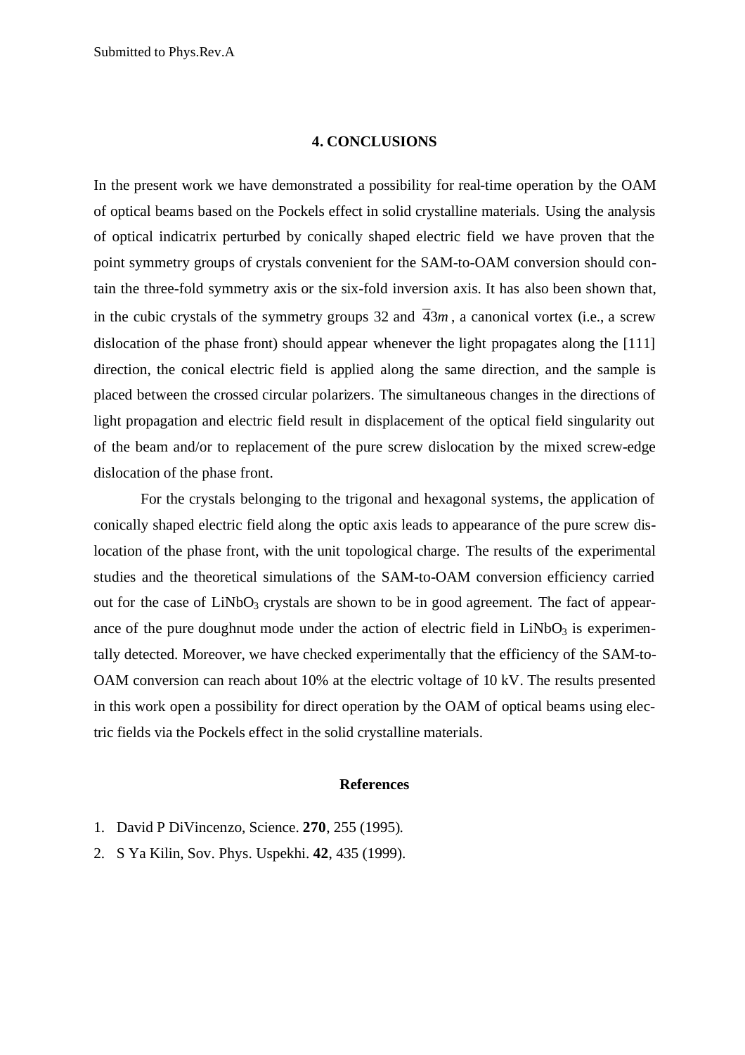## 4. CONCLUSIONS

In the present work we have demonstrated a possibility for real-time operation by the OAM of optical beams based on the Pockels effect in solid crystalline materials. Using the analysis of optical indicatrix perturbed by conically shaped electric field we have proven that the point symmetry groups of crystals convenient for the SAM-to-OAM conversion should contain the three-fold symmetry axis or the six-fold inversion axis. It has also been shown that, in the cubic crystals of the symmetry groups 32 and $\bar{4}3m$, a canonical vortex (i.e., a screw dislocation of the phase front) should appear whenever the light propagates along the [111] direction, the conical electric field is applied along the same direction, and the sample is placed between the crossed circular polarizers. The simultaneous changes in the directions of light propagation and electric field result in displacement of the optical field singularity out of the beam and/or to replacement of the pure screw dislocation by the mixed screw-edge dislocation of the phase front.

For the crystals belonging to the trigonal and hexagonal systems, the application of conically shaped electric field along the optic axis leads to appearance of the pure screw dislocation of the phase front, with the unit topological charge. The results of the experimental studies and the theoretical simulations of the SAM-to-OAM conversion efficiency carried out for the case of $LiNbO_3$ crystals are shown to be in good agreement. The fact of appearance of the pure doughnut mode under the action of electric field in $LiNbO_3$ is experimentally detected. Moreover, we have checked experimentally that the efficiency of the SAM-to-OAM conversion can reach about 10% at the electric voltage of 10 kV. The results presented in this work open a possibility for direct operation by the OAM of optical beams using electric fields via the Pockels effect in the solid crystalline materials.

## References

1. David P DiVincenzo, Science. **270**, 255 (1995).
2. S Ya Kilin, Sov. Phys. Uspekhi. **42**, 435 (1999).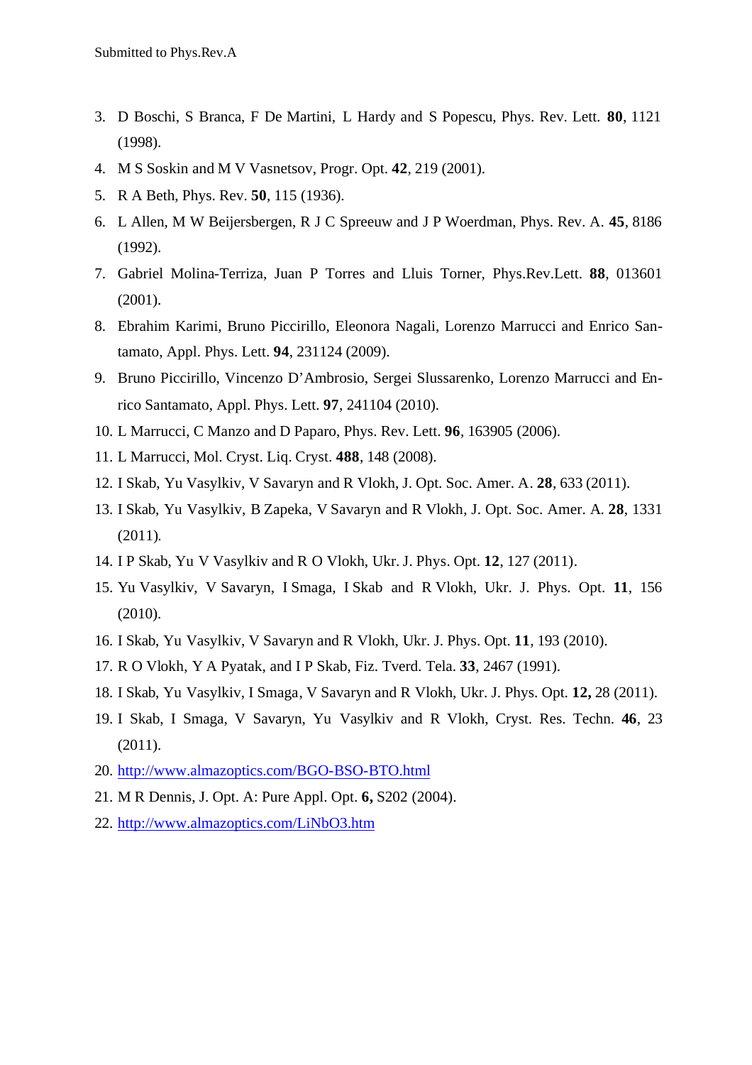3. D Boschi, S Branca, F De Martini, L Hardy and S Popescu, Phys. Rev. Lett. **80**, 1121 (1998).
4. M S Soskin and M V Vasnetsov, Progr. Opt. **42**, 219 (2001).
5. R A Beth, Phys. Rev. **50**, 115 (1936).
6. L Allen, M W Beijersbergen, R J C Spreeuw and J P Woerdman, Phys. Rev. A. **45**, 8186 (1992).
7. Gabriel Molina-Terriza, Juan P Torres and Lluis Torner, Phys.Rev.Lett. **88**, 013601 (2001).
8. Ebrahim Karimi, Bruno Piccirillo, Eleonora Nagali, Lorenzo Marrucci and Enrico Santamato, Appl. Phys. Lett. **94**, 231124 (2009).
9. Bruno Piccirillo, Vincenzo D'Ambrosio, Sergei Slussarenko, Lorenzo Marrucci and Enrico Santamato, Appl. Phys. Lett. **97**, 241104 (2010).
10. L Marrucci, C Manzo and D Paparo, Phys. Rev. Lett. **96**, 163905 (2006).
11. L Marrucci, Mol. Cryst. Liq. Cryst. **488**, 148 (2008).
12. I Skab, Yu Vasylkiv, V Savaryn and R Vlokh, J. Opt. Soc. Amer. A. **28**, 633 (2011).
13. I Skab, Yu Vasylkiv, B Zapeka, V Savaryn and R Vlokh, J. Opt. Soc. Amer. A. **28**, 1331 (2011).
14. I P Skab, Yu V Vasylkiv and R O Vlokh, Ukr. J. Phys. Opt. **12**, 127 (2011).
15. Yu Vasylkiv, V Savaryn, I Smaga, I Skab and R Vlokh, Ukr. J. Phys. Opt. **11**, 156 (2010).
16. I Skab, Yu Vasylkiv, V Savaryn and R Vlokh, Ukr. J. Phys. Opt. **11**, 193 (2010).
17. R O Vlokh, Y A Pyatak, and I P Skab, Fiz. Tverd. Tela. **33**, 2467 (1991).
18. I Skab, Yu Vasylkiv, I Smaga, V Savaryn and R Vlokh, Ukr. J. Phys. Opt. **12,** 28 (2011).
19. I Skab, I Smaga, V Savaryn, Yu Vasylkiv and R Vlokh, Cryst. Res. Techn. **46**, 23 (2011).
20. http://www.almazoptics.com/BGO-BSO-BTO.html
21. M R Dennis, J. Opt. A: Pure Appl. Opt. **6,** S202 (2004).
22. http://www.almazoptics.com/LiNbO3.htm